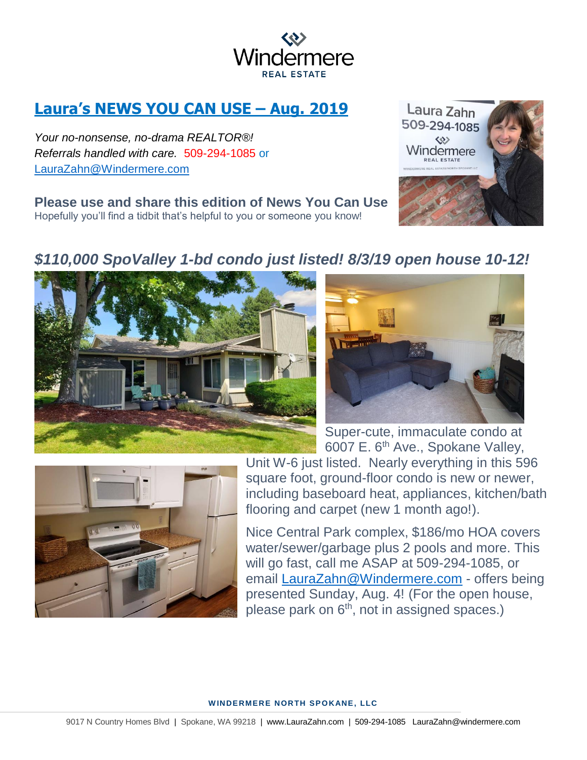# [Laura's NEWS YOU CAN USE – Aug. 2019]

*Your no-nonsense, no-drama REALTOR®!*
*Referrals handled with care.* 509-294-1085 or
LauraZahn@Windermere.com

**Please use and share this edition of News You Can Use**
Hopefully you'll find a tidbit that's helpful to you or someone you know!

## *$110,000 SpoValley 1-bd condo just listed! 8/3/19 open house 10-12!*

Super-cute, immaculate condo at 6007 E. 6th Ave., Spokane Valley, Unit W-6 just listed. Nearly everything in this 596 square foot, ground-floor condo is new or newer, including baseboard heat, appliances, kitchen/bath flooring and carpet (new 1 month ago!).

Nice Central Park complex, $186/mo HOA covers water/sewer/garbage plus 2 pools and more. This will go fast, call me ASAP at 509-294-1085, or email LauraZahn@Windermere.com - offers being presented Sunday, Aug. 4! (For the open house, please park on 6th, not in assigned spaces.)

**WINDERMERE NORTH SPOKANE, LLC**

9017 N Country Homes Blvd | Spokane, WA 99218 | www.LauraZahn.com | 509-294-1085 LauraZahn@windermere.com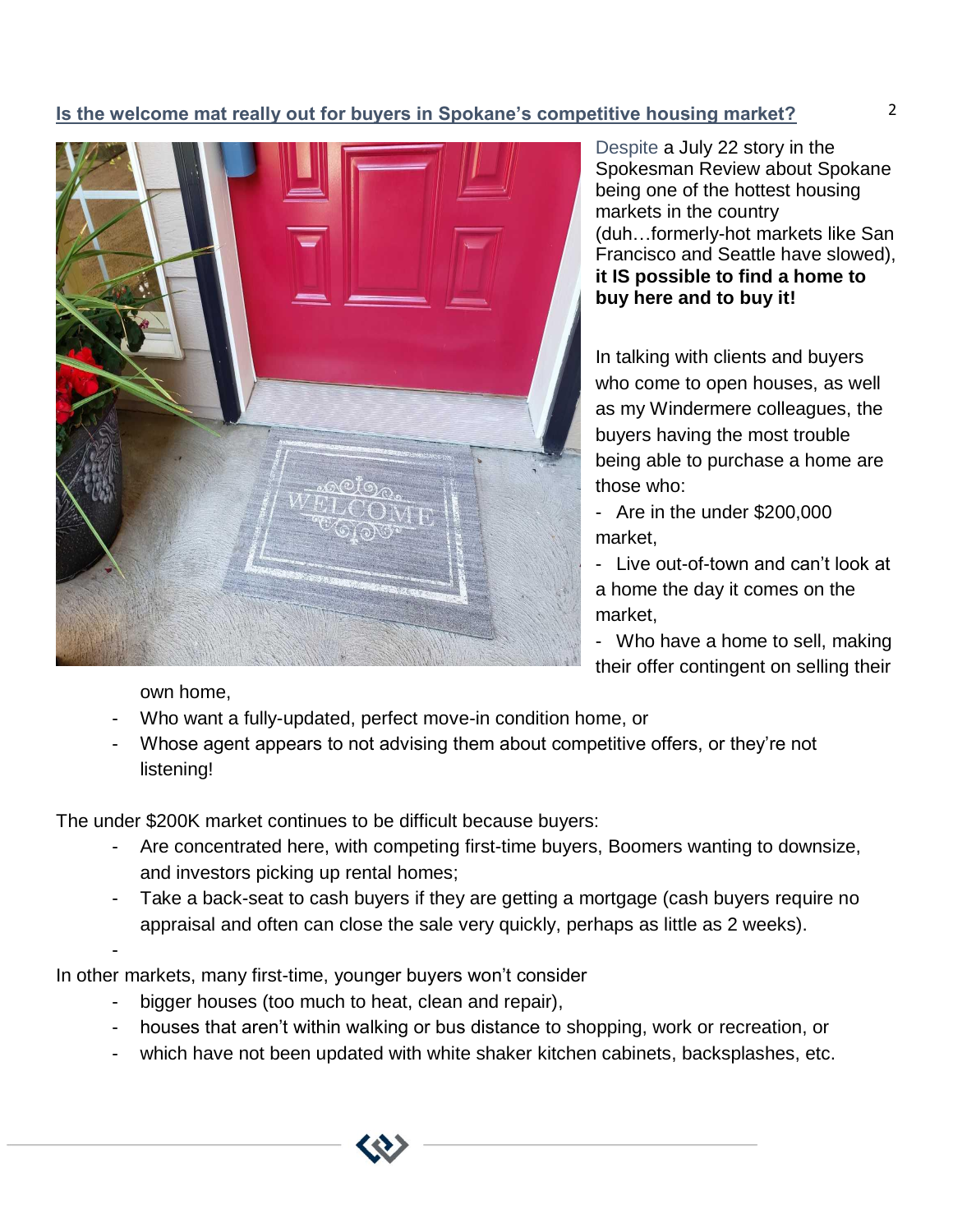**Is the welcome mat really out for buyers in Spokane's competitive housing market?**

Despite a July 22 story in the Spokesman Review about Spokane being one of the hottest housing markets in the country (duh…formerly-hot markets like San Francisco and Seattle have slowed), **it IS possible to find a home to buy here and to buy it!**

In talking with clients and buyers who come to open houses, as well as my Windermere colleagues, the buyers having the most trouble being able to purchase a home are those who:

- Are in the under $200,000 market,
- Live out-of-town and can't look at a home the day it comes on the market,
- Who have a home to sell, making their offer contingent on selling their own home,
- Who want a fully-updated, perfect move-in condition home, or
- Whose agent appears to not advising them about competitive offers, or they're not listening!

The under $200K market continues to be difficult because buyers:

- Are concentrated here, with competing first-time buyers, Boomers wanting to downsize, and investors picking up rental homes;
- Take a back-seat to cash buyers if they are getting a mortgage (cash buyers require no appraisal and often can close the sale very quickly, perhaps as little as 2 weeks).
-

In other markets, many first-time, younger buyers won't consider

- bigger houses (too much to heat, clean and repair),
- houses that aren't within walking or bus distance to shopping, work or recreation, or
- which have not been updated with white shaker kitchen cabinets, backsplashes, etc.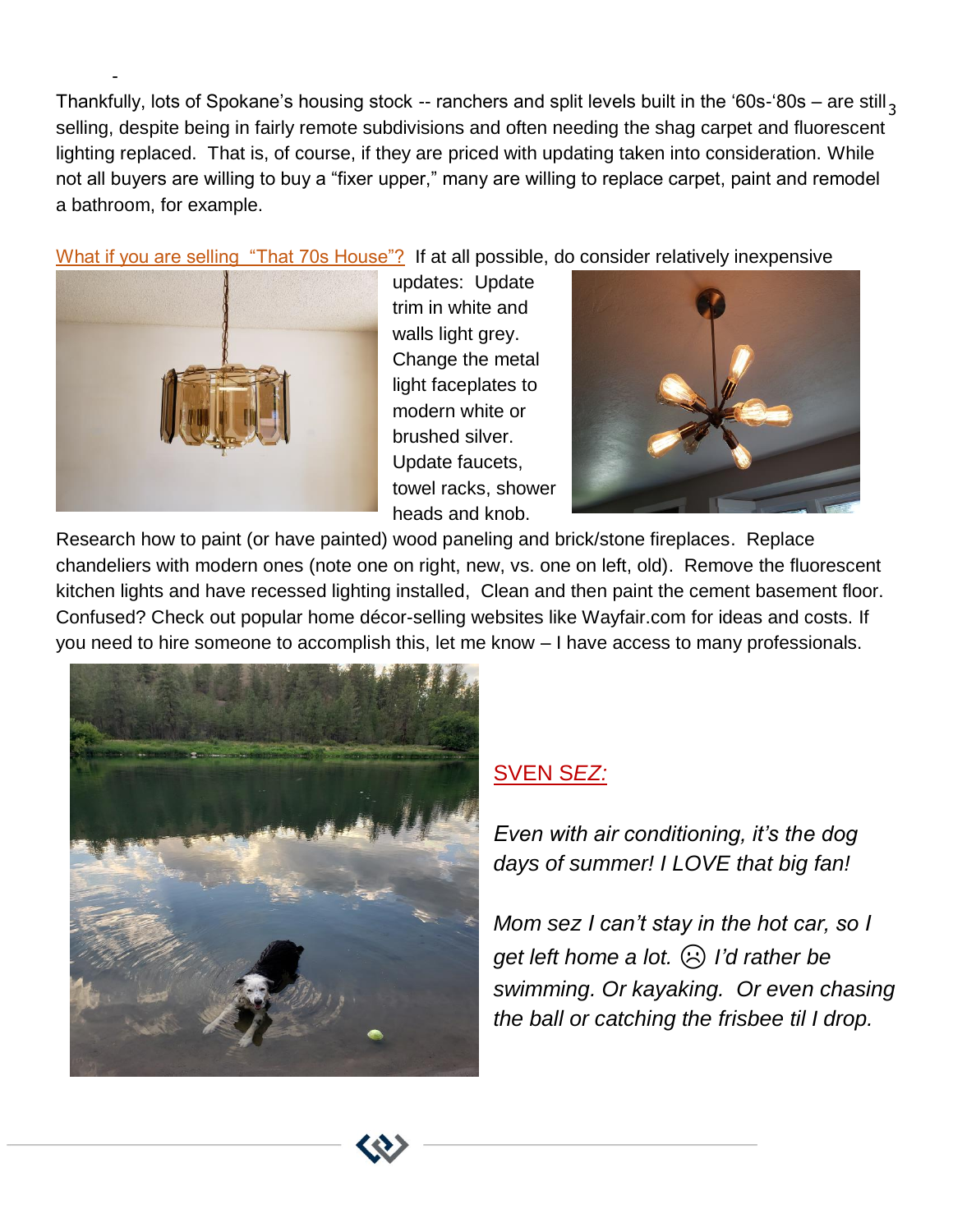Thankfully, lots of Spokane's housing stock -- ranchers and split levels built in the '60s-'80s – are still selling, despite being in fairly remote subdivisions and often needing the shag carpet and fluorescent lighting replaced. That is, of course, if they are priced with updating taken into consideration. While not all buyers are willing to buy a "fixer upper," many are willing to replace carpet, paint and remodel a bathroom, for example.

What if you are selling "That 70s House"? If at all possible, do consider relatively inexpensive updates: Update trim in white and walls light grey. Change the metal light faceplates to modern white or brushed silver. Update faucets, towel racks, shower heads and knob. Research how to paint (or have painted) wood paneling and brick/stone fireplaces. Replace chandeliers with modern ones (note one on right, new, vs. one on left, old). Remove the fluorescent kitchen lights and have recessed lighting installed, Clean and then paint the cement basement floor. Confused? Check out popular home décor-selling websites like Wayfair.com for ideas and costs. If you need to hire someone to accomplish this, let me know – I have access to many professionals.

## SVEN SEZ:

*Even with air conditioning, it's the dog days of summer! I LOVE that big fan!*

*Mom sez I can't stay in the hot car, so I get left home a lot. ☹ I'd rather be swimming. Or kayaking. Or even chasing the ball or catching the frisbee til I drop.*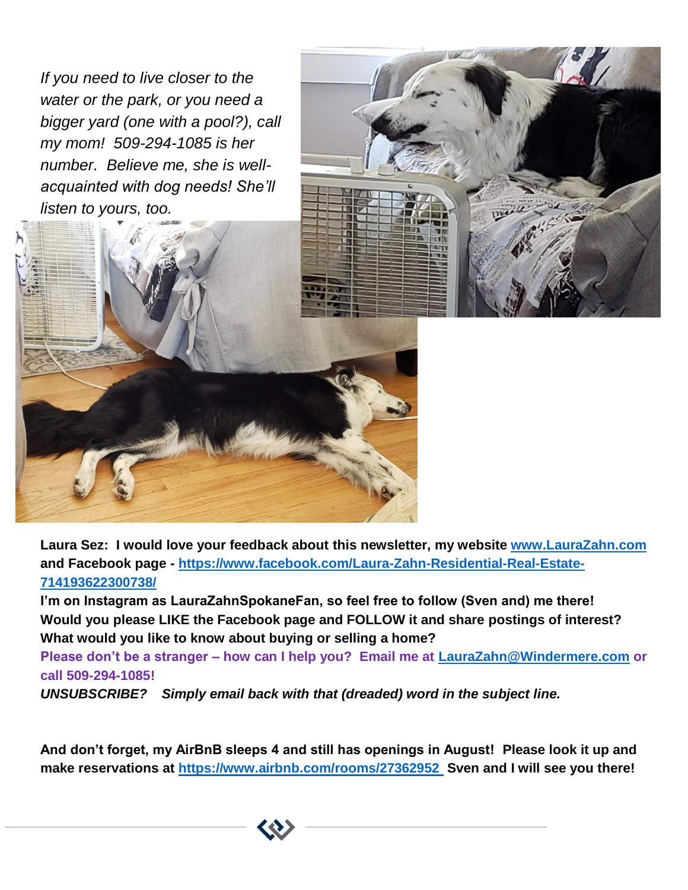*If you need to live closer to the water or the park, or you need a bigger yard (one with a pool?), call my mom! 509-294-1085 is her number. Believe me, she is well-acquainted with dog needs! She'll listen to yours, too.*

**Laura Sez: I would love your feedback about this newsletter, my website [www.LauraZahn.com](http://www.LauraZahn.com) and Facebook page - [https://www.facebook.com/Laura-Zahn-Residential-Real-Estate-714193622300738/](https://www.facebook.com/Laura-Zahn-Residential-Real-Estate-714193622300738/)**

**I'm on Instagram as LauraZahnSpokaneFan, so feel free to follow (Sven and) me there!**

**Would you please LIKE the Facebook page and FOLLOW it and share postings of interest?**

**What would you like to know about buying or selling a home?**

**Please don't be a stranger – how can I help you? Email me at [LauraZahn@Windermere.com](mailto:LauraZahn@Windermere.com) or call 509-294-1085!**

***UNSUBSCRIBE? Simply email back with that (dreaded) word in the subject line.***

**And don't forget, my AirBnB sleeps 4 and still has openings in August! Please look it up and make reservations at [https://www.airbnb.com/rooms/27362952](https://www.airbnb.com/rooms/27362952) Sven and I will see you there!**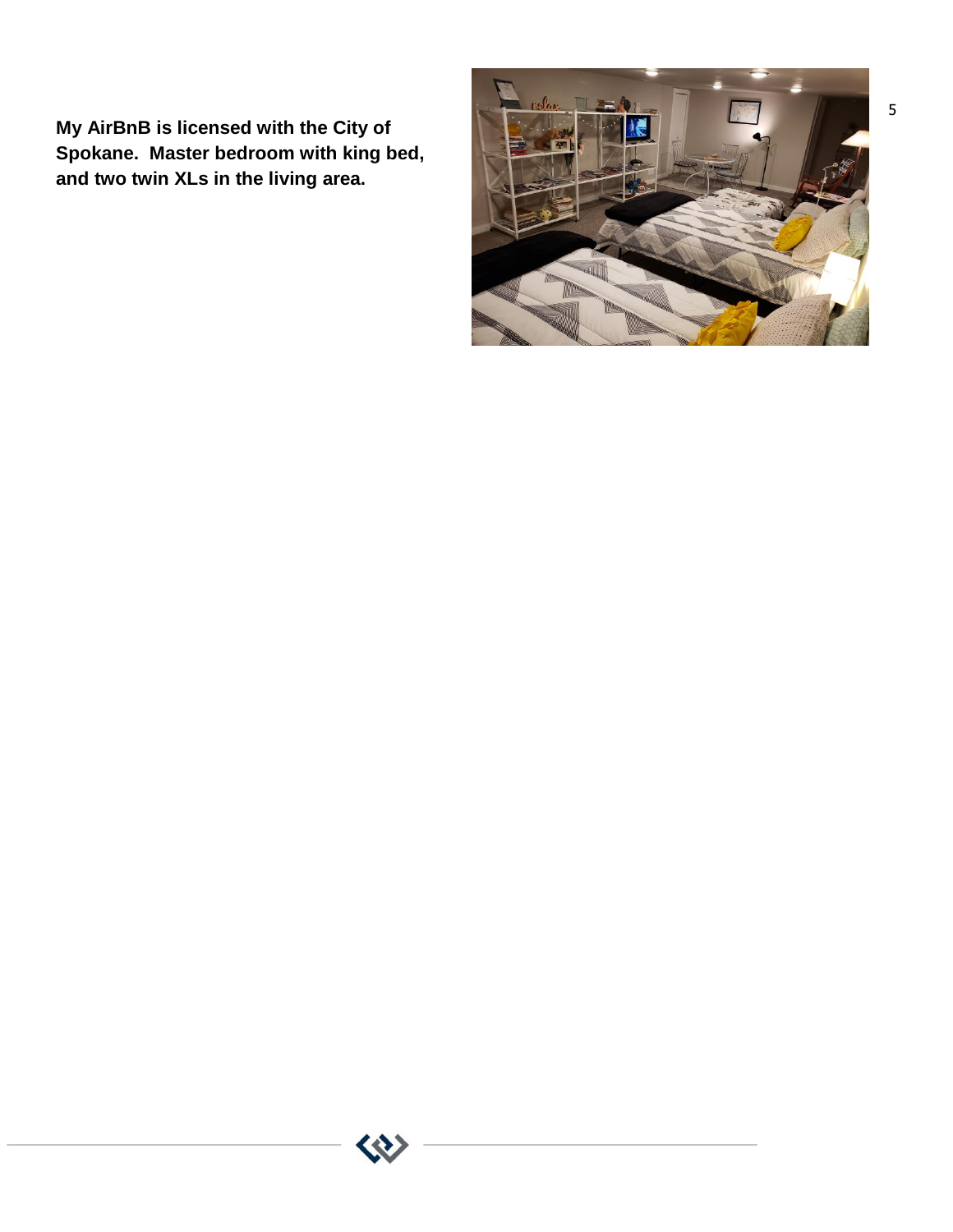**My AirBnB is licensed with the City of Spokane. Master bedroom with king bed, and two twin XLs in the living area.**